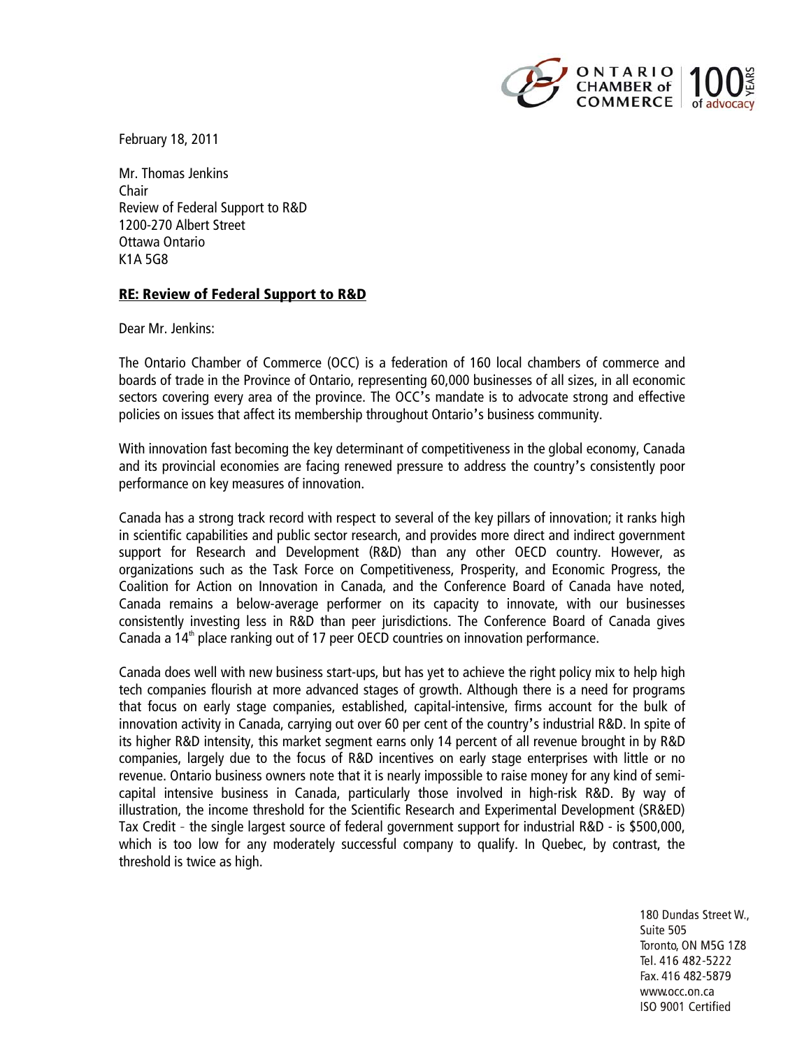ONTARIO CHAMBER of COMMERCE | 100 YEARS of advocacy

February 18, 2011

Mr. Thomas Jenkins
Chair
Review of Federal Support to R&D
1200-270 Albert Street
Ottawa Ontario
K1A 5G8

**RE: Review of Federal Support to R&D**

Dear Mr. Jenkins:

The Ontario Chamber of Commerce (OCC) is a federation of 160 local chambers of commerce and boards of trade in the Province of Ontario, representing 60,000 businesses of all sizes, in all economic sectors covering every area of the province. The OCC's mandate is to advocate strong and effective policies on issues that affect its membership throughout Ontario's business community.

With innovation fast becoming the key determinant of competitiveness in the global economy, Canada and its provincial economies are facing renewed pressure to address the country's consistently poor performance on key measures of innovation.

Canada has a strong track record with respect to several of the key pillars of innovation; it ranks high in scientific capabilities and public sector research, and provides more direct and indirect government support for Research and Development (R&D) than any other OECD country. However, as organizations such as the Task Force on Competitiveness, Prosperity, and Economic Progress, the Coalition for Action on Innovation in Canada, and the Conference Board of Canada have noted, Canada remains a below-average performer on its capacity to innovate, with our businesses consistently investing less in R&D than peer jurisdictions. The Conference Board of Canada gives Canada a 14th place ranking out of 17 peer OECD countries on innovation performance.

Canada does well with new business start-ups, but has yet to achieve the right policy mix to help high tech companies flourish at more advanced stages of growth. Although there is a need for programs that focus on early stage companies, established, capital-intensive, firms account for the bulk of innovation activity in Canada, carrying out over 60 per cent of the country's industrial R&D. In spite of its higher R&D intensity, this market segment earns only 14 percent of all revenue brought in by R&D companies, largely due to the focus of R&D incentives on early stage enterprises with little or no revenue. Ontario business owners note that it is nearly impossible to raise money for any kind of semi-capital intensive business in Canada, particularly those involved in high-risk R&D. By way of illustration, the income threshold for the Scientific Research and Experimental Development (SR&ED) Tax Credit - the single largest source of federal government support for industrial R&D - is $500,000, which is too low for any moderately successful company to qualify. In Quebec, by contrast, the threshold is twice as high.

180 Dundas Street W.,
Suite 505
Toronto, ON M5G 1Z8
Tel. 416 482-5222
Fax. 416 482-5879
www.occ.on.ca
ISO 9001 Certified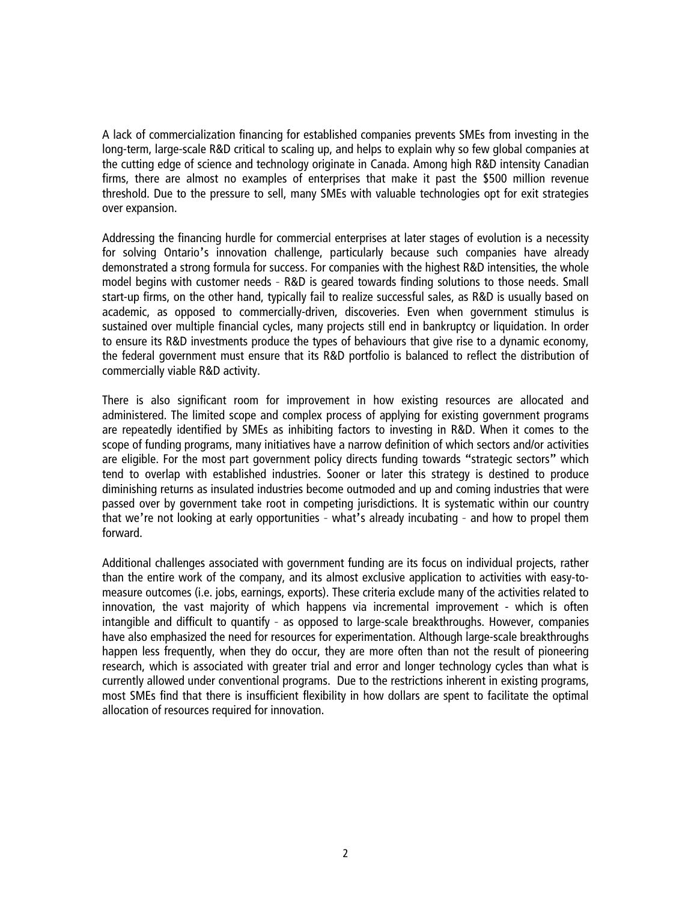A lack of commercialization financing for established companies prevents SMEs from investing in the long-term, large-scale R&D critical to scaling up, and helps to explain why so few global companies at the cutting edge of science and technology originate in Canada. Among high R&D intensity Canadian firms, there are almost no examples of enterprises that make it past the $500 million revenue threshold. Due to the pressure to sell, many SMEs with valuable technologies opt for exit strategies over expansion.

Addressing the financing hurdle for commercial enterprises at later stages of evolution is a necessity for solving Ontario's innovation challenge, particularly because such companies have already demonstrated a strong formula for success. For companies with the highest R&D intensities, the whole model begins with customer needs - R&D is geared towards finding solutions to those needs. Small start-up firms, on the other hand, typically fail to realize successful sales, as R&D is usually based on academic, as opposed to commercially-driven, discoveries. Even when government stimulus is sustained over multiple financial cycles, many projects still end in bankruptcy or liquidation. In order to ensure its R&D investments produce the types of behaviours that give rise to a dynamic economy, the federal government must ensure that its R&D portfolio is balanced to reflect the distribution of commercially viable R&D activity.

There is also significant room for improvement in how existing resources are allocated and administered. The limited scope and complex process of applying for existing government programs are repeatedly identified by SMEs as inhibiting factors to investing in R&D. When it comes to the scope of funding programs, many initiatives have a narrow definition of which sectors and/or activities are eligible. For the most part government policy directs funding towards "strategic sectors" which tend to overlap with established industries. Sooner or later this strategy is destined to produce diminishing returns as insulated industries become outmoded and up and coming industries that were passed over by government take root in competing jurisdictions. It is systematic within our country that we're not looking at early opportunities - what's already incubating - and how to propel them forward.

Additional challenges associated with government funding are its focus on individual projects, rather than the entire work of the company, and its almost exclusive application to activities with easy-to-measure outcomes (i.e. jobs, earnings, exports). These criteria exclude many of the activities related to innovation, the vast majority of which happens via incremental improvement - which is often intangible and difficult to quantify - as opposed to large-scale breakthroughs. However, companies have also emphasized the need for resources for experimentation. Although large-scale breakthroughs happen less frequently, when they do occur, they are more often than not the result of pioneering research, which is associated with greater trial and error and longer technology cycles than what is currently allowed under conventional programs. Due to the restrictions inherent in existing programs, most SMEs find that there is insufficient flexibility in how dollars are spent to facilitate the optimal allocation of resources required for innovation.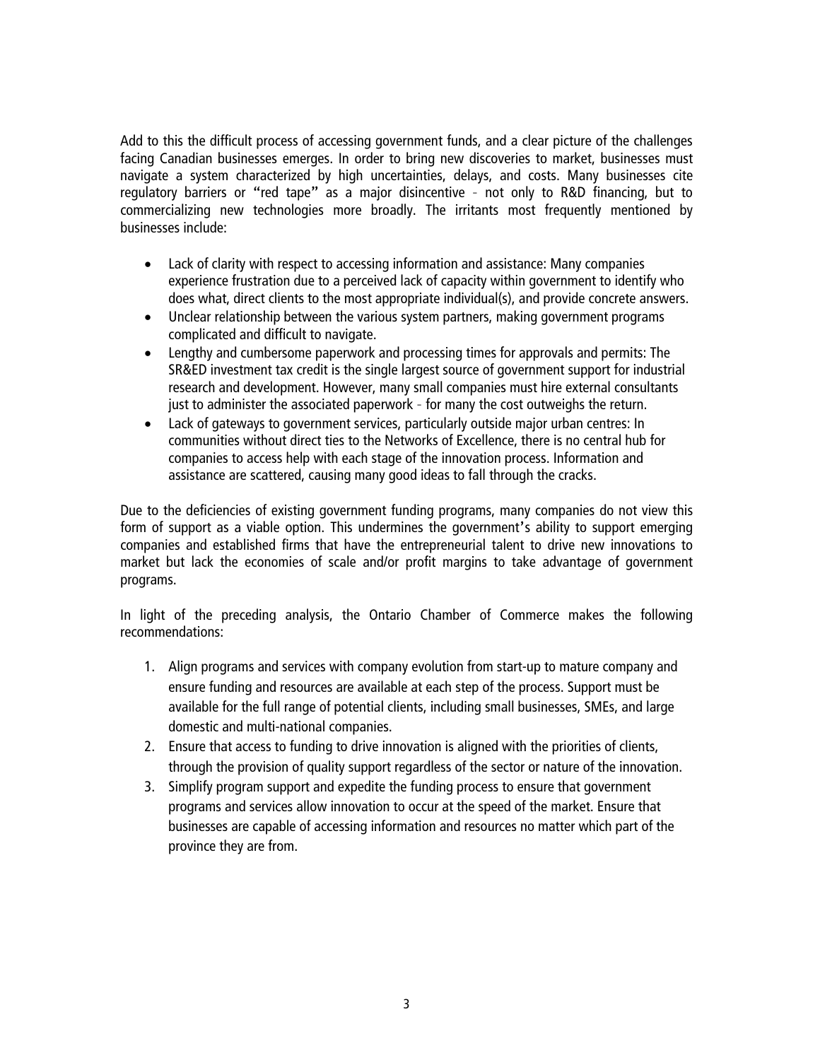Add to this the difficult process of accessing government funds, and a clear picture of the challenges facing Canadian businesses emerges. In order to bring new discoveries to market, businesses must navigate a system characterized by high uncertainties, delays, and costs. Many businesses cite regulatory barriers or "red tape" as a major disincentive - not only to R&D financing, but to commercializing new technologies more broadly. The irritants most frequently mentioned by businesses include:

- Lack of clarity with respect to accessing information and assistance: Many companies experience frustration due to a perceived lack of capacity within government to identify who does what, direct clients to the most appropriate individual(s), and provide concrete answers.
- Unclear relationship between the various system partners, making government programs complicated and difficult to navigate.
- Lengthy and cumbersome paperwork and processing times for approvals and permits: The SR&ED investment tax credit is the single largest source of government support for industrial research and development. However, many small companies must hire external consultants just to administer the associated paperwork - for many the cost outweighs the return.
- Lack of gateways to government services, particularly outside major urban centres: In communities without direct ties to the Networks of Excellence, there is no central hub for companies to access help with each stage of the innovation process. Information and assistance are scattered, causing many good ideas to fall through the cracks.

Due to the deficiencies of existing government funding programs, many companies do not view this form of support as a viable option. This undermines the government's ability to support emerging companies and established firms that have the entrepreneurial talent to drive new innovations to market but lack the economies of scale and/or profit margins to take advantage of government programs.

In light of the preceding analysis, the Ontario Chamber of Commerce makes the following recommendations:

1. Align programs and services with company evolution from start-up to mature company and ensure funding and resources are available at each step of the process. Support must be available for the full range of potential clients, including small businesses, SMEs, and large domestic and multi-national companies.
2. Ensure that access to funding to drive innovation is aligned with the priorities of clients, through the provision of quality support regardless of the sector or nature of the innovation.
3. Simplify program support and expedite the funding process to ensure that government programs and services allow innovation to occur at the speed of the market. Ensure that businesses are capable of accessing information and resources no matter which part of the province they are from.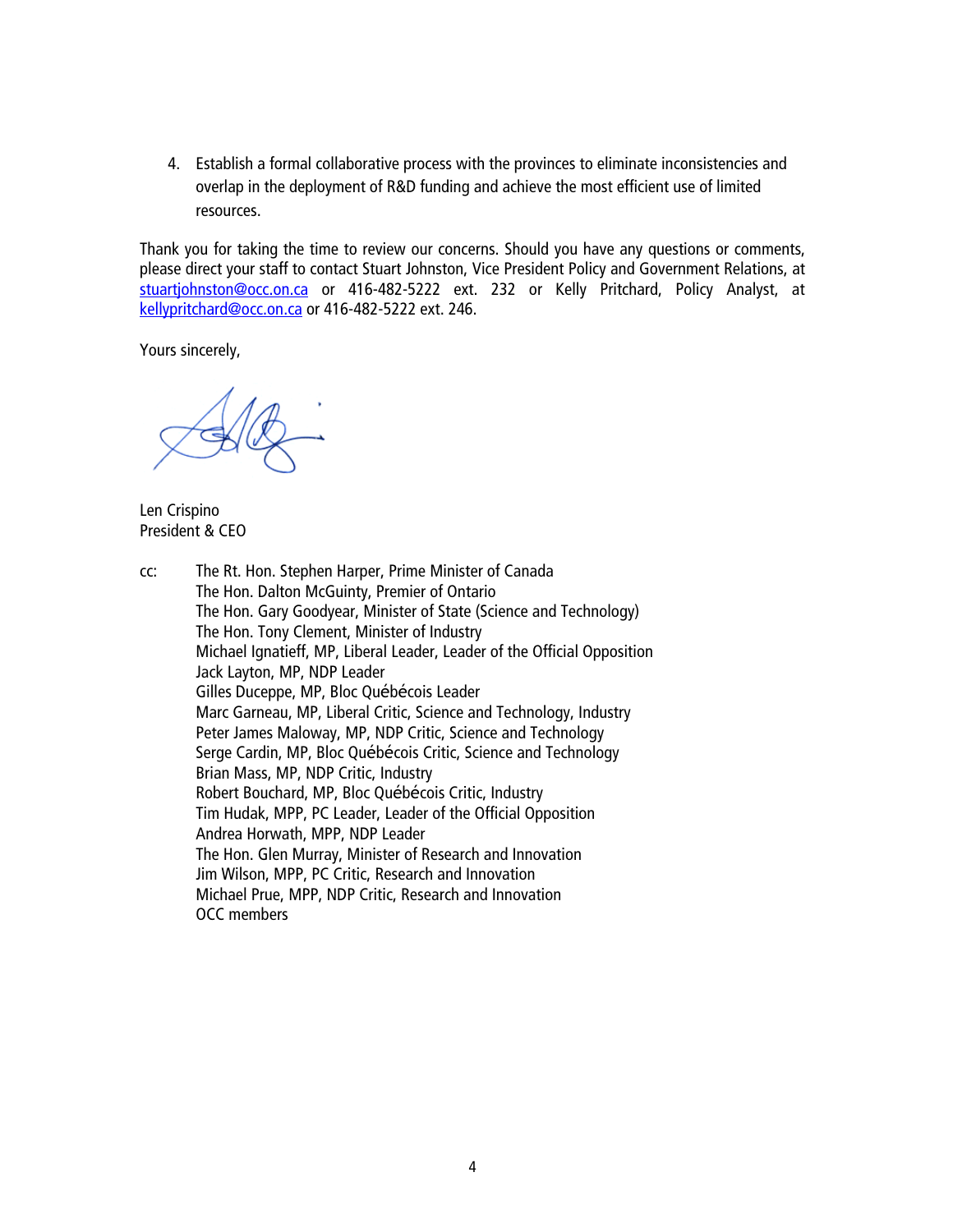4. Establish a formal collaborative process with the provinces to eliminate inconsistencies and overlap in the deployment of R&D funding and achieve the most efficient use of limited resources.

Thank you for taking the time to review our concerns. Should you have any questions or comments, please direct your staff to contact Stuart Johnston, Vice President Policy and Government Relations, at stuartjohnston@occ.on.ca or 416-482-5222 ext. 232 or Kelly Pritchard, Policy Analyst, at kellypritchard@occ.on.ca or 416-482-5222 ext. 246.

Yours sincerely,

Len Crispino
President & CEO

cc: The Rt. Hon. Stephen Harper, Prime Minister of Canada
The Hon. Dalton McGuinty, Premier of Ontario
The Hon. Gary Goodyear, Minister of State (Science and Technology)
The Hon. Tony Clement, Minister of Industry
Michael Ignatieff, MP, Liberal Leader, Leader of the Official Opposition
Jack Layton, MP, NDP Leader
Gilles Duceppe, MP, Bloc Québécois Leader
Marc Garneau, MP, Liberal Critic, Science and Technology, Industry
Peter James Maloway, MP, NDP Critic, Science and Technology
Serge Cardin, MP, Bloc Québécois Critic, Science and Technology
Brian Mass, MP, NDP Critic, Industry
Robert Bouchard, MP, Bloc Québécois Critic, Industry
Tim Hudak, MPP, PC Leader, Leader of the Official Opposition
Andrea Horwath, MPP, NDP Leader
The Hon. Glen Murray, Minister of Research and Innovation
Jim Wilson, MPP, PC Critic, Research and Innovation
Michael Prue, MPP, NDP Critic, Research and Innovation
OCC members